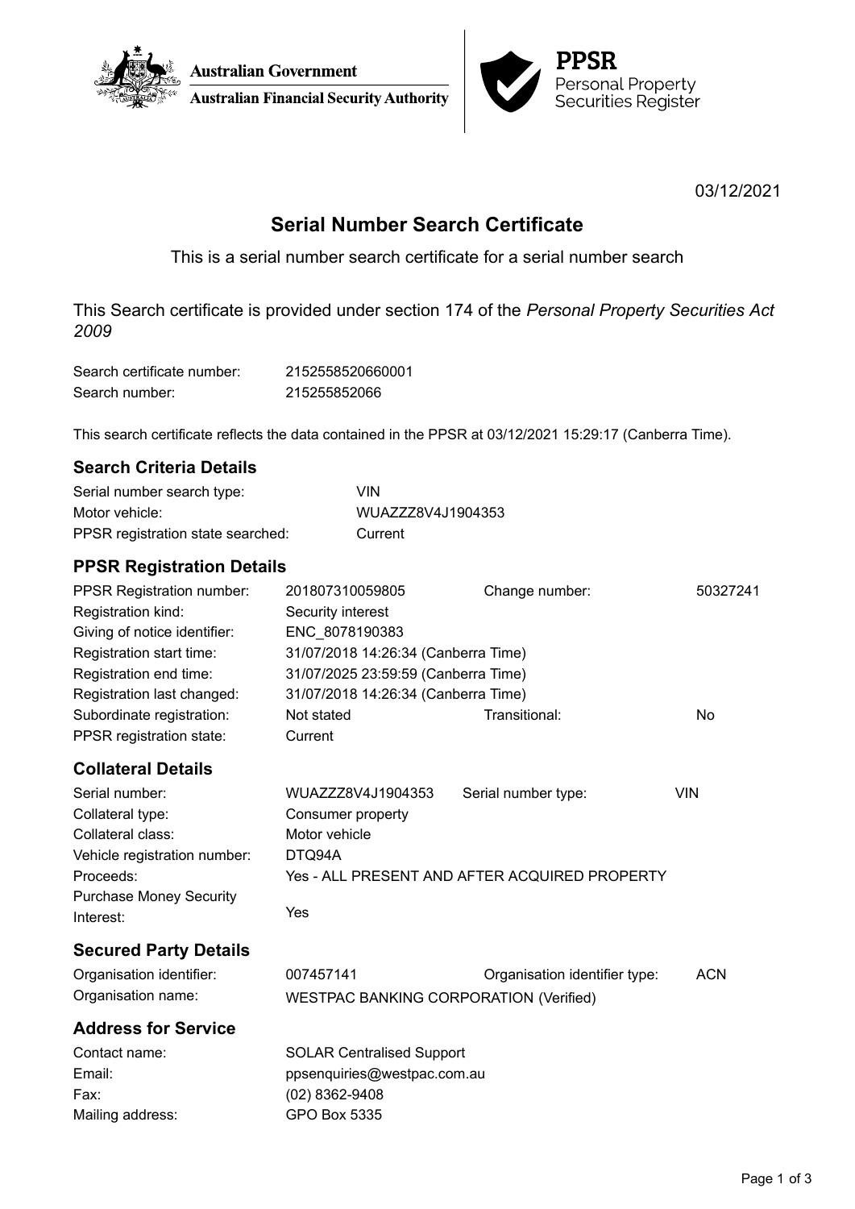Australian Government

Australian Financial Security Authority

PPSR
Personal Property
Securities Register

03/12/2021

# Serial Number Search Certificate

This is a serial number search certificate for a serial number search

This Search certificate is provided under section 174 of the *Personal Property Securities Act 2009*

| | |
|---|---|
| Search certificate number: | 2152558520660001 |
| Search number: | 215255852066 |

This search certificate reflects the data contained in the PPSR at 03/12/2021 15:29:17 (Canberra Time).

## Search Criteria Details

| | |
|---|---|
| Serial number search type: | VIN |
| Motor vehicle: | WUAZZZ8V4J1904353 |
| PPSR registration state searched: | Current |

## PPSR Registration Details

| | | | |
|---|---|---|---|
| PPSR Registration number: | 201807310059805 | Change number: | 50327241 |
| Registration kind: | Security interest | | |
| Giving of notice identifier: | ENC_8078190383 | | |
| Registration start time: | 31/07/2018 14:26:34 (Canberra Time) | | |
| Registration end time: | 31/07/2025 23:59:59 (Canberra Time) | | |
| Registration last changed: | 31/07/2018 14:26:34 (Canberra Time) | | |
| Subordinate registration: | Not stated | Transitional: | No |
| PPSR registration state: | Current | | |

## Collateral Details

| | | | |
|---|---|---|---|
| Serial number: | WUAZZZ8V4J1904353 | Serial number type: | VIN |
| Collateral type: | Consumer property | | |
| Collateral class: | Motor vehicle | | |
| Vehicle registration number: | DTQ94A | | |
| Proceeds: | Yes - ALL PRESENT AND AFTER ACQUIRED PROPERTY | | |
| Purchase Money Security Interest: | Yes | | |

## Secured Party Details

| | | | |
|---|---|---|---|
| Organisation identifier: | 007457141 | Organisation identifier type: | ACN |
| Organisation name: | WESTPAC BANKING CORPORATION (Verified) | | |

## Address for Service

| | |
|---|---|
| Contact name: | SOLAR Centralised Support |
| Email: | ppsenquiries@westpac.com.au |
| Fax: | (02) 8362-9408 |
| Mailing address: | GPO Box 5335 |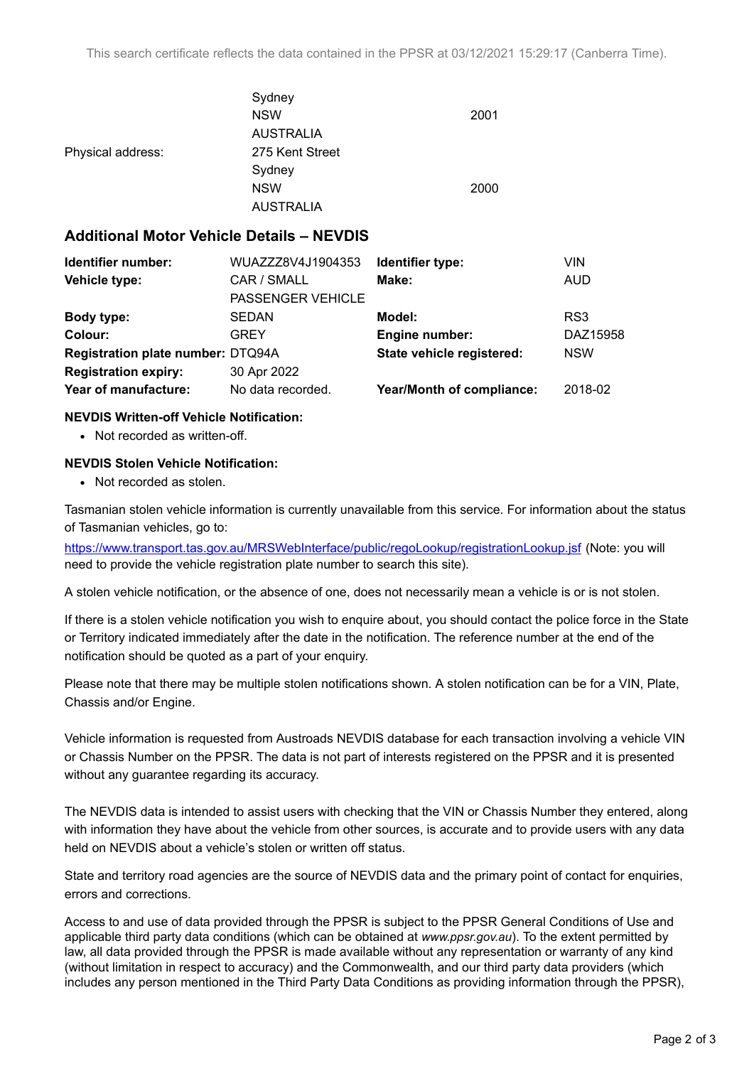This search certificate reflects the data contained in the PPSR at 03/12/2021 15:29:17 (Canberra Time).

| | | |
|---|---|---|
| | Sydney | |
| | NSW | 2001 |
| | AUSTRALIA | |
| Physical address: | 275 Kent Street | |
| | Sydney | |
| | NSW | 2000 |
| | AUSTRALIA | |

## Additional Motor Vehicle Details – NEVDIS

| | | | |
|---|---|---|---|
| **Identifier number:** | WUAZZZ8V4J1904353 | **Identifier type:** | VIN |
| **Vehicle type:** | CAR / SMALL PASSENGER VEHICLE | **Make:** | AUD |
| **Body type:** | SEDAN | **Model:** | RS3 |
| **Colour:** | GREY | **Engine number:** | DAZ15958 |
| **Registration plate number:** | DTQ94A | **State vehicle registered:** | NSW |
| **Registration expiry:** | 30 Apr 2022 | | |
| **Year of manufacture:** | No data recorded. | **Year/Month of compliance:** | 2018-02 |

**NEVDIS Written-off Vehicle Notification:**

- Not recorded as written-off.

**NEVDIS Stolen Vehicle Notification:**

- Not recorded as stolen.

Tasmanian stolen vehicle information is currently unavailable from this service. For information about the status of Tasmanian vehicles, go to:

https://www.transport.tas.gov.au/MRSWebInterface/public/regoLookup/registrationLookup.jsf (Note: you will need to provide the vehicle registration plate number to search this site).

A stolen vehicle notification, or the absence of one, does not necessarily mean a vehicle is or is not stolen.

If there is a stolen vehicle notification you wish to enquire about, you should contact the police force in the State or Territory indicated immediately after the date in the notification. The reference number at the end of the notification should be quoted as a part of your enquiry.

Please note that there may be multiple stolen notifications shown. A stolen notification can be for a VIN, Plate, Chassis and/or Engine.

Vehicle information is requested from Austroads NEVDIS database for each transaction involving a vehicle VIN or Chassis Number on the PPSR. The data is not part of interests registered on the PPSR and it is presented without any guarantee regarding its accuracy.

The NEVDIS data is intended to assist users with checking that the VIN or Chassis Number they entered, along with information they have about the vehicle from other sources, is accurate and to provide users with any data held on NEVDIS about a vehicle's stolen or written off status.

State and territory road agencies are the source of NEVDIS data and the primary point of contact for enquiries, errors and corrections.

Access to and use of data provided through the PPSR is subject to the PPSR General Conditions of Use and applicable third party data conditions (which can be obtained at *www.ppsr.gov.au*). To the extent permitted by law, all data provided through the PPSR is made available without any representation or warranty of any kind (without limitation in respect to accuracy) and the Commonwealth, and our third party data providers (which includes any person mentioned in the Third Party Data Conditions as providing information through the PPSR),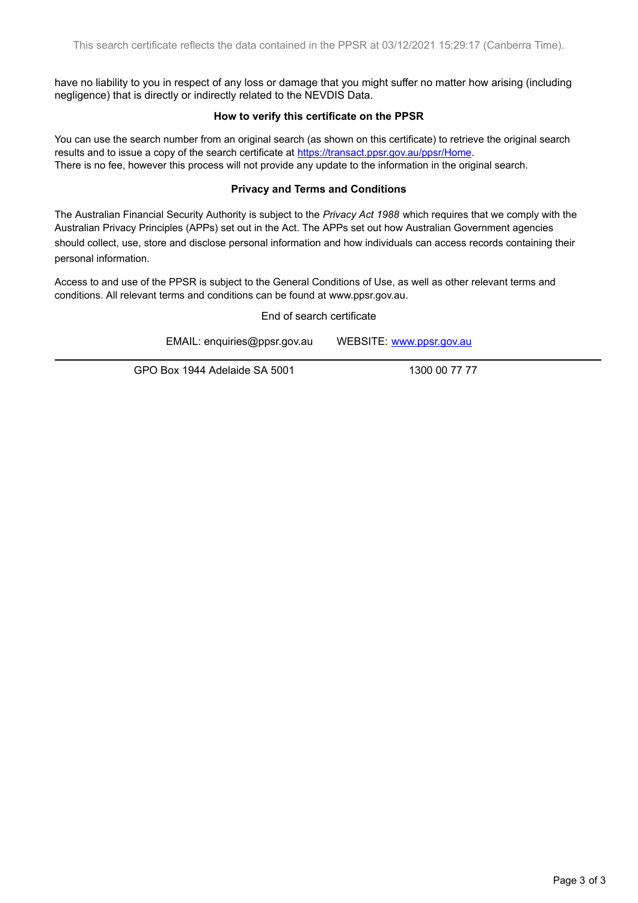have no liability to you in respect of any loss or damage that you might suffer no matter how arising (including negligence) that is directly or indirectly related to the NEVDIS Data.

**How to verify this certificate on the PPSR**

You can use the search number from an original search (as shown on this certificate) to retrieve the original search results and to issue a copy of the search certificate at https://transact.ppsr.gov.au/ppsr/Home.
There is no fee, however this process will not provide any update to the information in the original search.

**Privacy and Terms and Conditions**

The Australian Financial Security Authority is subject to the *Privacy Act 1988* which requires that we comply with the Australian Privacy Principles (APPs) set out in the Act. The APPs set out how Australian Government agencies should collect, use, store and disclose personal information and how individuals can access records containing their personal information.

Access to and use of the PPSR is subject to the General Conditions of Use, as well as other relevant terms and conditions. All relevant terms and conditions can be found at www.ppsr.gov.au.

End of search certificate

EMAIL: enquiries@ppsr.gov.au WEBSITE: www.ppsr.gov.au

GPO Box 1944 Adelaide SA 5001 1300 00 77 77